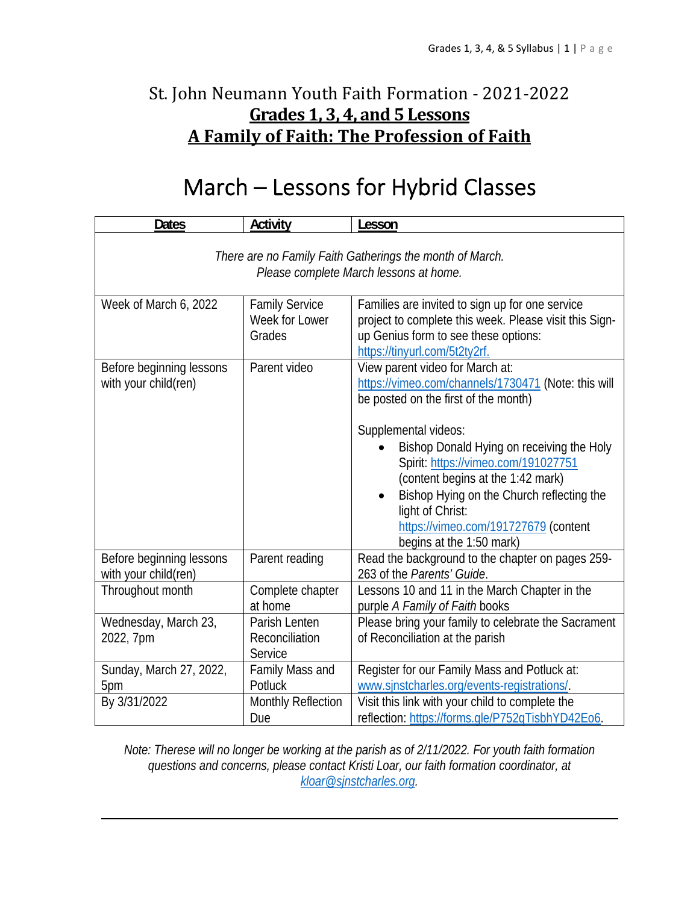# St. John Neumann Youth Faith Formation - 2021-2022

## **Grades 1, 3, 4, and 5 Lessons**

## **A Family of Faith: The Profession of Faith**

# March – Lessons for Hybrid Classes

| Dates | Activity | Lesson |
|---|---|---|
| *There are no Family Faith Gatherings the month of March. Please complete March lessons at home.* | | |
| Week of March 6, 2022 | Family Service Week for Lower Grades | Families are invited to sign up for one service project to complete this week. Please visit this Sign-up Genius form to see these options: https://tinyurl.com/5t2ty2rf. |
| Before beginning lessons with your child(ren) | Parent video | View parent video for March at: https://vimeo.com/channels/1730471 (Note: this will be posted on the first of the month)<br><br>Supplemental videos:<br>• Bishop Donald Hying on receiving the Holy Spirit: https://vimeo.com/191027751 (content begins at the 1:42 mark)<br>• Bishop Hying on the Church reflecting the light of Christ: https://vimeo.com/191727679 (content begins at the 1:50 mark) |
| Before beginning lessons with your child(ren) | Parent reading | Read the background to the chapter on pages 259-263 of the *Parents' Guide*. |
| Throughout month | Complete chapter at home | Lessons 10 and 11 in the March Chapter in the purple *A Family of Faith* books |
| Wednesday, March 23, 2022, 7pm | Parish Lenten Reconciliation Service | Please bring your family to celebrate the Sacrament of Reconciliation at the parish |
| Sunday, March 27, 2022, 5pm | Family Mass and Potluck | Register for our Family Mass and Potluck at: www.sjnstcharles.org/events-registrations/. |
| By 3/31/2022 | Monthly Reflection Due | Visit this link with your child to complete the reflection: https://forms.gle/P752qTisbhYD42Eo6. |

*Note: Therese will no longer be working at the parish as of 2/11/2022. For youth faith formation questions and concerns, please contact Kristi Loar, our faith formation coordinator, at kloar@sjnstcharles.org.*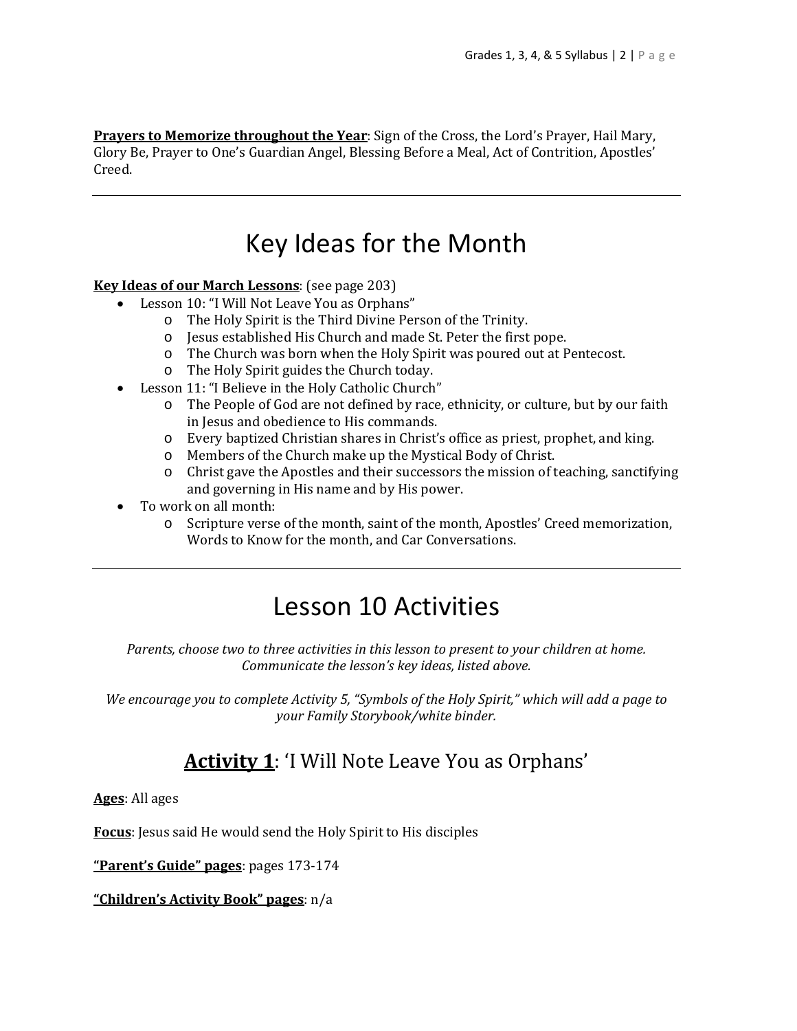**Prayers to Memorize throughout the Year**: Sign of the Cross, the Lord's Prayer, Hail Mary, Glory Be, Prayer to One's Guardian Angel, Blessing Before a Meal, Act of Contrition, Apostles' Creed.

---

# Key Ideas for the Month

**Key Ideas of our March Lessons**: (see page 203)

- Lesson 10: "I Will Not Leave You as Orphans"
  - The Holy Spirit is the Third Divine Person of the Trinity.
  - Jesus established His Church and made St. Peter the first pope.
  - The Church was born when the Holy Spirit was poured out at Pentecost.
  - The Holy Spirit guides the Church today.
- Lesson 11: "I Believe in the Holy Catholic Church"
  - The People of God are not defined by race, ethnicity, or culture, but by our faith in Jesus and obedience to His commands.
  - Every baptized Christian shares in Christ's office as priest, prophet, and king.
  - Members of the Church make up the Mystical Body of Christ.
  - Christ gave the Apostles and their successors the mission of teaching, sanctifying and governing in His name and by His power.
- To work on all month:
  - Scripture verse of the month, saint of the month, Apostles' Creed memorization, Words to Know for the month, and Car Conversations.

---

# Lesson 10 Activities

*Parents, choose two to three activities in this lesson to present to your children at home. Communicate the lesson's key ideas, listed above.*

*We encourage you to complete Activity 5, "Symbols of the Holy Spirit," which will add a page to your Family Storybook/white binder.*

## **Activity 1**: 'I Will Note Leave You as Orphans'

**Ages**: All ages

**Focus**: Jesus said He would send the Holy Spirit to His disciples

**"Parent's Guide" pages**: pages 173-174

**"Children's Activity Book" pages**: n/a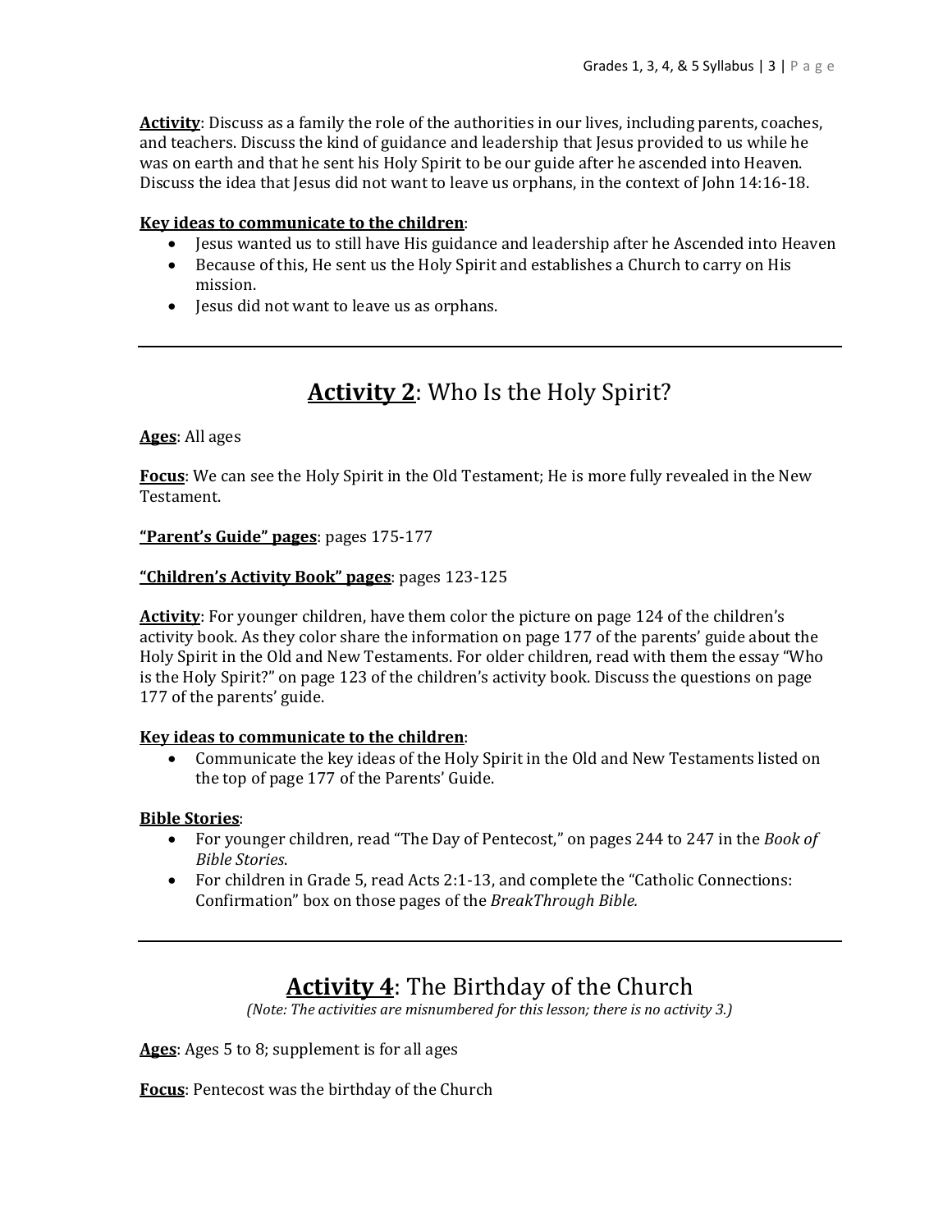**Activity**: Discuss as a family the role of the authorities in our lives, including parents, coaches, and teachers. Discuss the kind of guidance and leadership that Jesus provided to us while he was on earth and that he sent his Holy Spirit to be our guide after he ascended into Heaven. Discuss the idea that Jesus did not want to leave us orphans, in the context of John 14:16-18.

**Key ideas to communicate to the children**:

- Jesus wanted us to still have His guidance and leadership after he Ascended into Heaven
- Because of this, He sent us the Holy Spirit and establishes a Church to carry on His mission.
- Jesus did not want to leave us as orphans.

---

## Activity 2: Who Is the Holy Spirit?

**Ages**: All ages

**Focus**: We can see the Holy Spirit in the Old Testament; He is more fully revealed in the New Testament.

**"Parent's Guide" pages**: pages 175-177

**"Children's Activity Book" pages**: pages 123-125

**Activity**: For younger children, have them color the picture on page 124 of the children's activity book. As they color share the information on page 177 of the parents' guide about the Holy Spirit in the Old and New Testaments. For older children, read with them the essay "Who is the Holy Spirit?" on page 123 of the children's activity book. Discuss the questions on page 177 of the parents' guide.

**Key ideas to communicate to the children**:

- Communicate the key ideas of the Holy Spirit in the Old and New Testaments listed on the top of page 177 of the Parents' Guide.

**Bible Stories**:

- For younger children, read "The Day of Pentecost," on pages 244 to 247 in the *Book of Bible Stories*.
- For children in Grade 5, read Acts 2:1-13, and complete the "Catholic Connections: Confirmation" box on those pages of the *BreakThrough Bible.*

---

## Activity 4: The Birthday of the Church

*(Note: The activities are misnumbered for this lesson; there is no activity 3.)*

**Ages**: Ages 5 to 8; supplement is for all ages

**Focus**: Pentecost was the birthday of the Church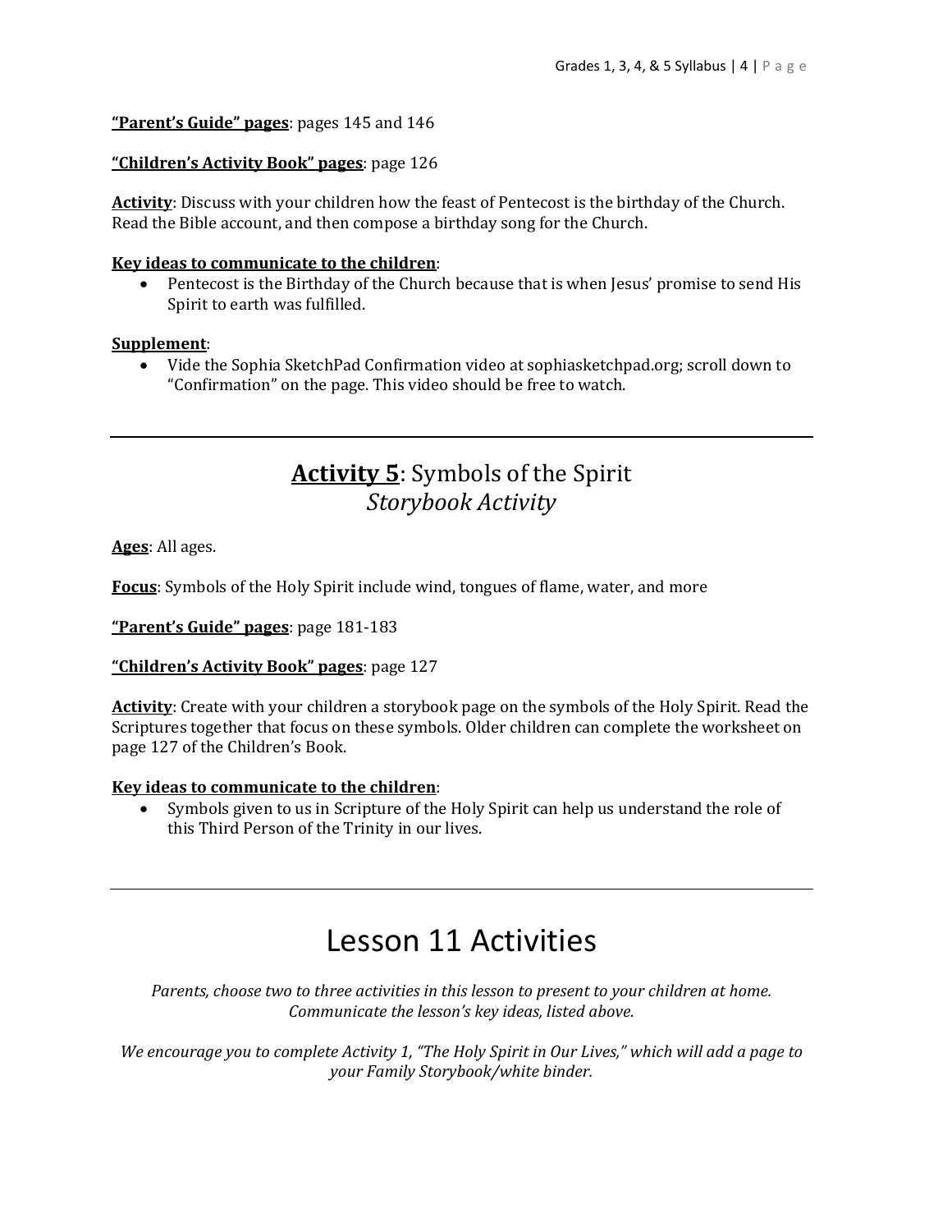**"Parent's Guide" pages**: pages 145 and 146

**"Children's Activity Book" pages**: page 126

**Activity**: Discuss with your children how the feast of Pentecost is the birthday of the Church. Read the Bible account, and then compose a birthday song for the Church.

**Key ideas to communicate to the children**:

- Pentecost is the Birthday of the Church because that is when Jesus' promise to send His Spirit to earth was fulfilled.

**Supplement**:

- Vide the Sophia SketchPad Confirmation video at sophiasketchpad.org; scroll down to "Confirmation" on the page. This video should be free to watch.

---

## **Activity 5**: Symbols of the Spirit *Storybook Activity*

**Ages**: All ages.

**Focus**: Symbols of the Holy Spirit include wind, tongues of flame, water, and more

**"Parent's Guide" pages**: page 181-183

**"Children's Activity Book" pages**: page 127

**Activity**: Create with your children a storybook page on the symbols of the Holy Spirit. Read the Scriptures together that focus on these symbols. Older children can complete the worksheet on page 127 of the Children's Book.

**Key ideas to communicate to the children**:

- Symbols given to us in Scripture of the Holy Spirit can help us understand the role of this Third Person of the Trinity in our lives.

---

# Lesson 11 Activities

*Parents, choose two to three activities in this lesson to present to your children at home. Communicate the lesson's key ideas, listed above.*

*We encourage you to complete Activity 1, "The Holy Spirit in Our Lives," which will add a page to your Family Storybook/white binder.*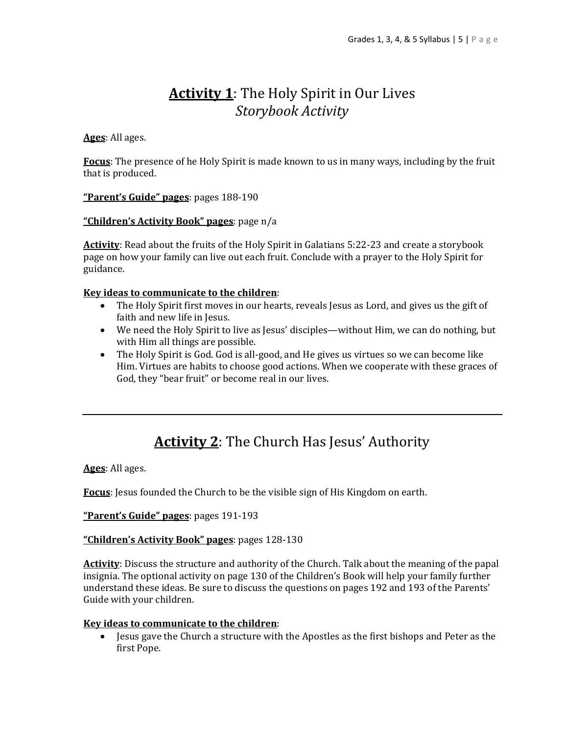# **Activity 1**: The Holy Spirit in Our Lives
## *Storybook Activity*

**Ages**: All ages.

**Focus**: The presence of he Holy Spirit is made known to us in many ways, including by the fruit that is produced.

**"Parent's Guide" pages**: pages 188-190

**"Children's Activity Book" pages**: page n/a

**Activity**: Read about the fruits of the Holy Spirit in Galatians 5:22-23 and create a storybook page on how your family can live out each fruit. Conclude with a prayer to the Holy Spirit for guidance.

**Key ideas to communicate to the children**:

- The Holy Spirit first moves in our hearts, reveals Jesus as Lord, and gives us the gift of faith and new life in Jesus.
- We need the Holy Spirit to live as Jesus' disciples—without Him, we can do nothing, but with Him all things are possible.
- The Holy Spirit is God. God is all-good, and He gives us virtues so we can become like Him. Virtues are habits to choose good actions. When we cooperate with these graces of God, they "bear fruit" or become real in our lives.

---

# **Activity 2**: The Church Has Jesus' Authority

**Ages**: All ages.

**Focus**: Jesus founded the Church to be the visible sign of His Kingdom on earth.

**"Parent's Guide" pages**: pages 191-193

**"Children's Activity Book" pages**: pages 128-130

**Activity**: Discuss the structure and authority of the Church. Talk about the meaning of the papal insignia. The optional activity on page 130 of the Children's Book will help your family further understand these ideas. Be sure to discuss the questions on pages 192 and 193 of the Parents' Guide with your children.

**Key ideas to communicate to the children**:

- Jesus gave the Church a structure with the Apostles as the first bishops and Peter as the first Pope.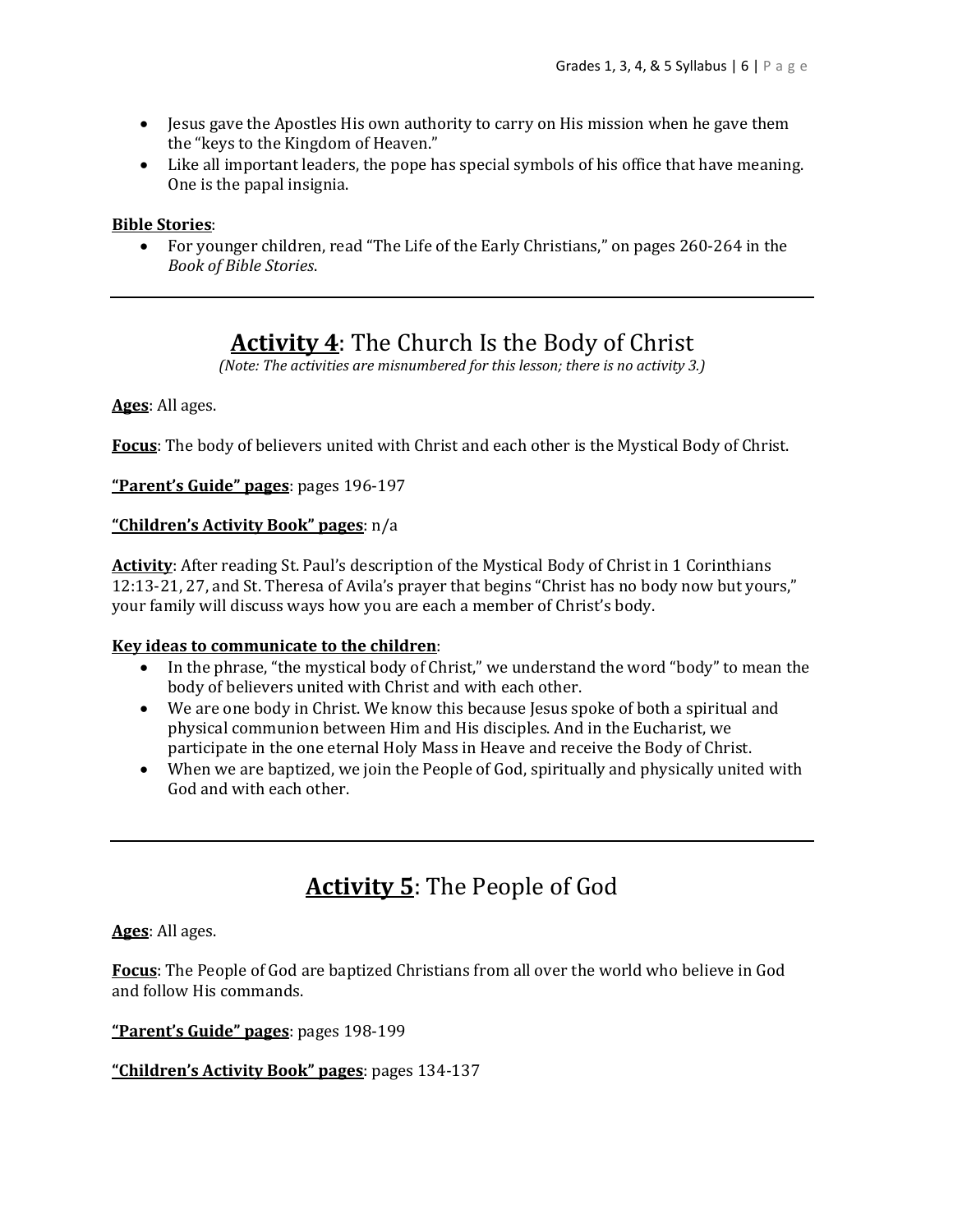- Jesus gave the Apostles His own authority to carry on His mission when he gave them the "keys to the Kingdom of Heaven."
- Like all important leaders, the pope has special symbols of his office that have meaning. One is the papal insignia.

**Bible Stories**:

- For younger children, read "The Life of the Early Christians," on pages 260-264 in the *Book of Bible Stories*.

---

## **Activity 4**: The Church Is the Body of Christ

*(Note: The activities are misnumbered for this lesson; there is no activity 3.)*

**Ages**: All ages.

**Focus**: The body of believers united with Christ and each other is the Mystical Body of Christ.

**"Parent's Guide" pages**: pages 196-197

**"Children's Activity Book" pages**: n/a

**Activity**: After reading St. Paul's description of the Mystical Body of Christ in 1 Corinthians 12:13-21, 27, and St. Theresa of Avila's prayer that begins "Christ has no body now but yours," your family will discuss ways how you are each a member of Christ's body.

**Key ideas to communicate to the children**:

- In the phrase, "the mystical body of Christ," we understand the word "body" to mean the body of believers united with Christ and with each other.
- We are one body in Christ. We know this because Jesus spoke of both a spiritual and physical communion between Him and His disciples. And in the Eucharist, we participate in the one eternal Holy Mass in Heave and receive the Body of Christ.
- When we are baptized, we join the People of God, spiritually and physically united with God and with each other.

---

## **Activity 5**: The People of God

**Ages**: All ages.

**Focus**: The People of God are baptized Christians from all over the world who believe in God and follow His commands.

**"Parent's Guide" pages**: pages 198-199

**"Children's Activity Book" pages**: pages 134-137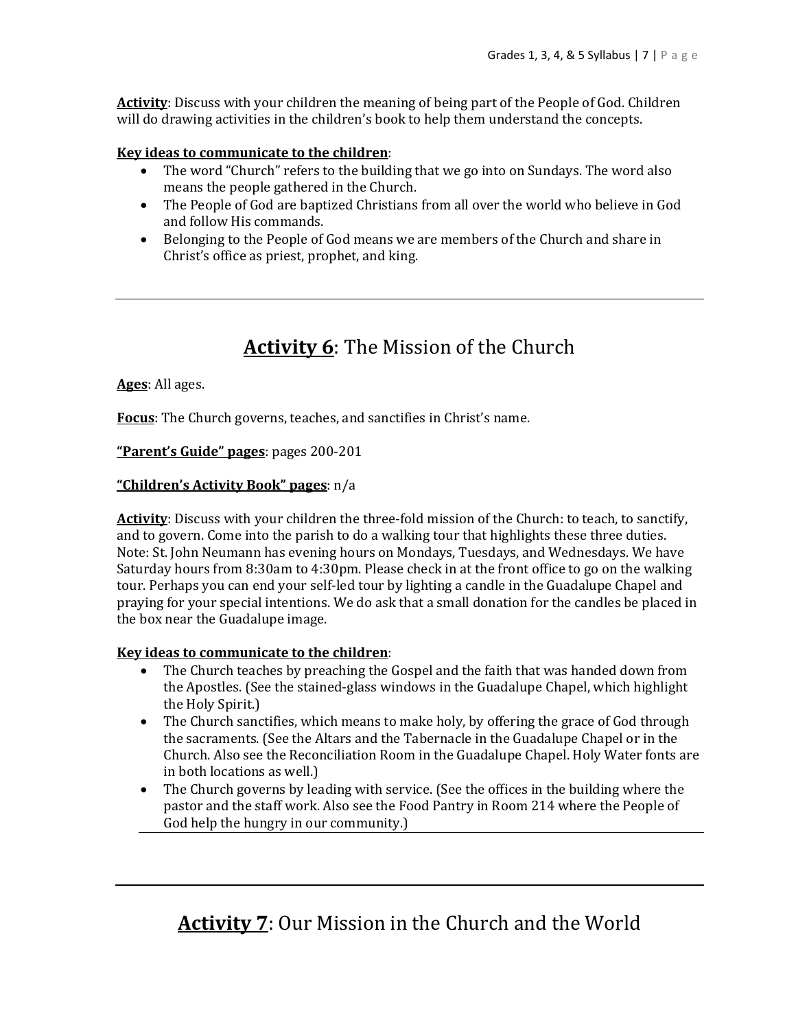**Activity**: Discuss with your children the meaning of being part of the People of God. Children will do drawing activities in the children's book to help them understand the concepts.

**Key ideas to communicate to the children**:

- The word "Church" refers to the building that we go into on Sundays. The word also means the people gathered in the Church.
- The People of God are baptized Christians from all over the world who believe in God and follow His commands.
- Belonging to the People of God means we are members of the Church and share in Christ's office as priest, prophet, and king.

---

## **Activity 6**: The Mission of the Church

**Ages**: All ages.

**Focus**: The Church governs, teaches, and sanctifies in Christ's name.

**"Parent's Guide" pages**: pages 200-201

**"Children's Activity Book" pages**: n/a

**Activity**: Discuss with your children the three-fold mission of the Church: to teach, to sanctify, and to govern. Come into the parish to do a walking tour that highlights these three duties. Note: St. John Neumann has evening hours on Mondays, Tuesdays, and Wednesdays. We have Saturday hours from 8:30am to 4:30pm. Please check in at the front office to go on the walking tour. Perhaps you can end your self-led tour by lighting a candle in the Guadalupe Chapel and praying for your special intentions. We do ask that a small donation for the candles be placed in the box near the Guadalupe image.

**Key ideas to communicate to the children**:

- The Church teaches by preaching the Gospel and the faith that was handed down from the Apostles. (See the stained-glass windows in the Guadalupe Chapel, which highlight the Holy Spirit.)
- The Church sanctifies, which means to make holy, by offering the grace of God through the sacraments. (See the Altars and the Tabernacle in the Guadalupe Chapel or in the Church. Also see the Reconciliation Room in the Guadalupe Chapel. Holy Water fonts are in both locations as well.)
- The Church governs by leading with service. (See the offices in the building where the pastor and the staff work. Also see the Food Pantry in Room 214 where the People of God help the hungry in our community.)

---

## **Activity 7**: Our Mission in the Church and the World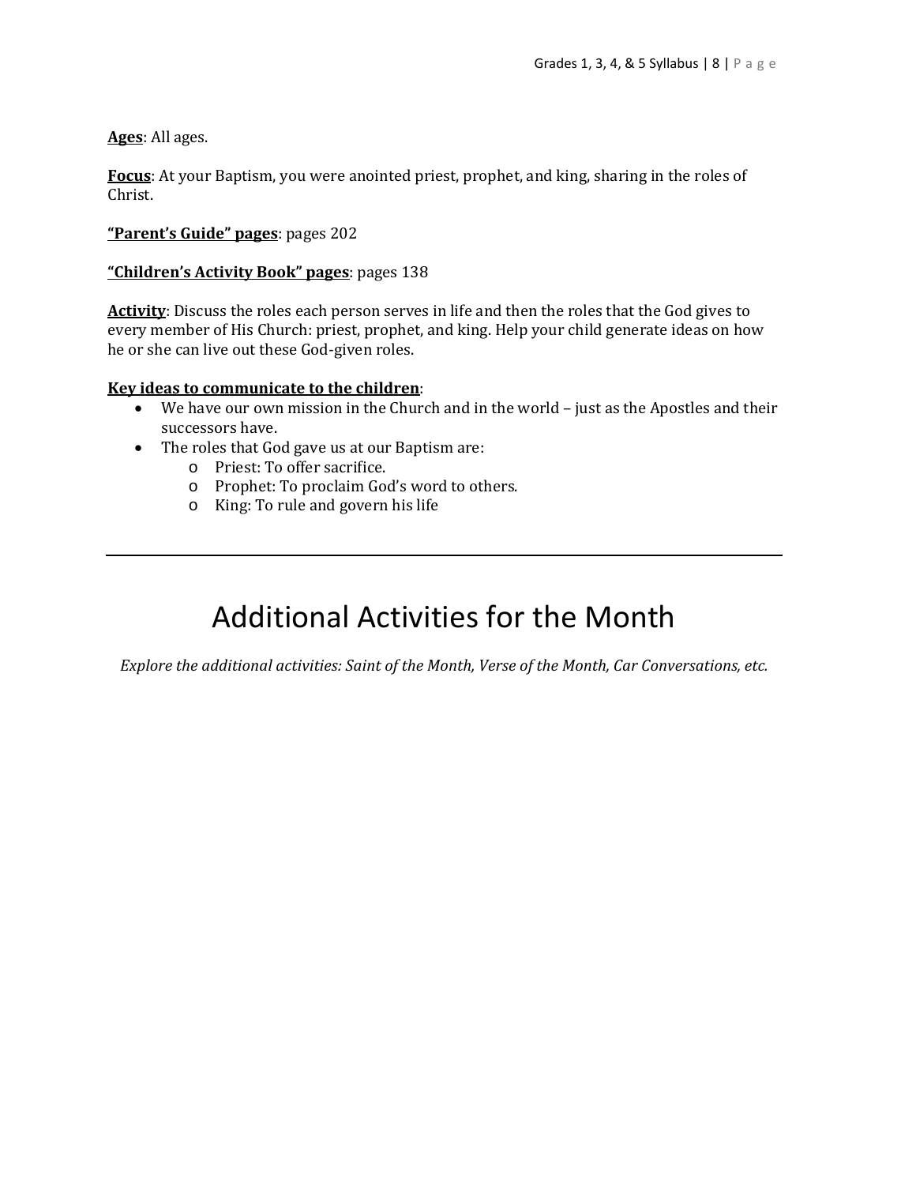**Ages**: All ages.

**Focus**: At your Baptism, you were anointed priest, prophet, and king, sharing in the roles of Christ.

**"Parent's Guide" pages**: pages 202

**"Children's Activity Book" pages**: pages 138

**Activity**: Discuss the roles each person serves in life and then the roles that the God gives to every member of His Church: priest, prophet, and king. Help your child generate ideas on how he or she can live out these God-given roles.

**Key ideas to communicate to the children**:

- We have our own mission in the Church and in the world – just as the Apostles and their successors have.
- The roles that God gave us at our Baptism are:
  - Priest: To offer sacrifice.
  - Prophet: To proclaim God's word to others.
  - King: To rule and govern his life

---

# Additional Activities for the Month

*Explore the additional activities: Saint of the Month, Verse of the Month, Car Conversations, etc.*